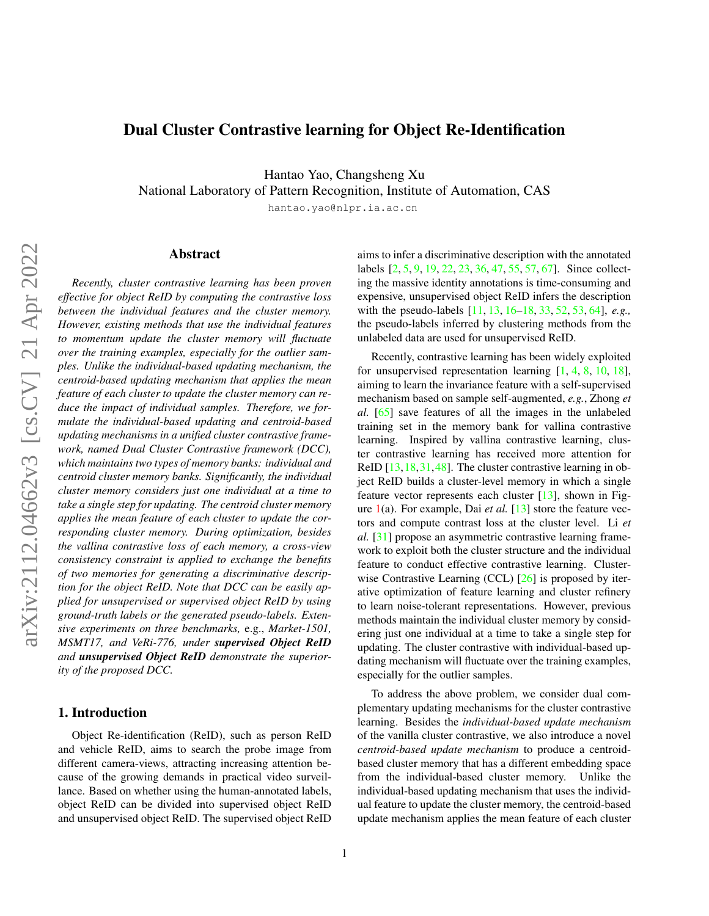# Dual Cluster Contrastive learning for Object Re-Identification

Hantao Yao, Changsheng Xu
National Laboratory of Pattern Recognition, Institute of Automation, CAS
hantao.yao@nlpr.ia.ac.cn

## Abstract

*Recently, cluster contrastive learning has been proven effective for object ReID by computing the contrastive loss between the individual features and the cluster memory. However, existing methods that use the individual features to momentum update the cluster memory will fluctuate over the training examples, especially for the outlier samples. Unlike the individual-based updating mechanism, the centroid-based updating mechanism that applies the mean feature of each cluster to update the cluster memory can reduce the impact of individual samples. Therefore, we formulate the individual-based updating and centroid-based updating mechanisms in a unified cluster contrastive framework, named Dual Cluster Contrastive framework (DCC), which maintains two types of memory banks: individual and centroid cluster memory banks. Significantly, the individual cluster memory considers just one individual at a time to take a single step for updating. The centroid cluster memory applies the mean feature of each cluster to update the corresponding cluster memory. During optimization, besides the vallina contrastive loss of each memory, a cross-view consistency constraint is applied to exchange the benefits of two memories for generating a discriminative description for the object ReID. Note that DCC can be easily applied for unsupervised or supervised object ReID by using ground-truth labels or the generated pseudo-labels. Extensive experiments on three benchmarks,* e.g., *Market-1501, MSMT17, and VeRi-776, under* ***supervised Object ReID*** *and* ***unsupervised Object ReID*** *demonstrate the superiority of the proposed DCC.*

## 1. Introduction

Object Re-identification (ReID), such as person ReID and vehicle ReID, aims to search the probe image from different camera-views, attracting increasing attention because of the growing demands in practical video surveillance. Based on whether using the human-annotated labels, object ReID can be divided into supervised object ReID and unsupervised object ReID. The supervised object ReID aims to infer a discriminative description with the annotated labels [2, 5, 9, 19, 22, 23, 36, 47, 55, 57, 67]. Since collecting the massive identity annotations is time-consuming and expensive, unsupervised object ReID infers the description with the pseudo-labels [11, 13, 16–18, 33, 52, 53, 64], *e.g.,* the pseudo-labels inferred by clustering methods from the unlabeled data are used for unsupervised ReID.

Recently, contrastive learning has been widely exploited for unsupervised representation learning [1, 4, 8, 10, 18], aiming to learn the invariance feature with a self-supervised mechanism based on sample self-augmented, *e.g.*, Zhong *et al.* [65] save features of all the images in the unlabeled training set in the memory bank for vallina contrastive learning. Inspired by vallina contrastive learning, cluster contrastive learning has received more attention for ReID [13, 18, 31, 48]. The cluster contrastive learning in object ReID builds a cluster-level memory in which a single feature vector represents each cluster [13], shown in Figure 1(a). For example, Dai *et al.* [13] store the feature vectors and compute contrast loss at the cluster level. Li *et al.* [31] propose an asymmetric contrastive learning framework to exploit both the cluster structure and the individual feature to conduct effective contrastive learning. Cluster-wise Contrastive Learning (CCL) [26] is proposed by iterative optimization of feature learning and cluster refinery to learn noise-tolerant representations. However, previous methods maintain the individual cluster memory by considering just one individual at a time to take a single step for updating. The cluster contrastive with individual-based updating mechanism will fluctuate over the training examples, especially for the outlier samples.

To address the above problem, we consider dual complementary updating mechanisms for the cluster contrastive learning. Besides the *individual-based update mechanism* of the vanilla cluster contrastive, we also introduce a novel *centroid-based update mechanism* to produce a centroid-based cluster memory that has a different embedding space from the individual-based cluster memory. Unlike the individual-based updating mechanism that uses the individual feature to update the cluster memory, the centroid-based update mechanism applies the mean feature of each cluster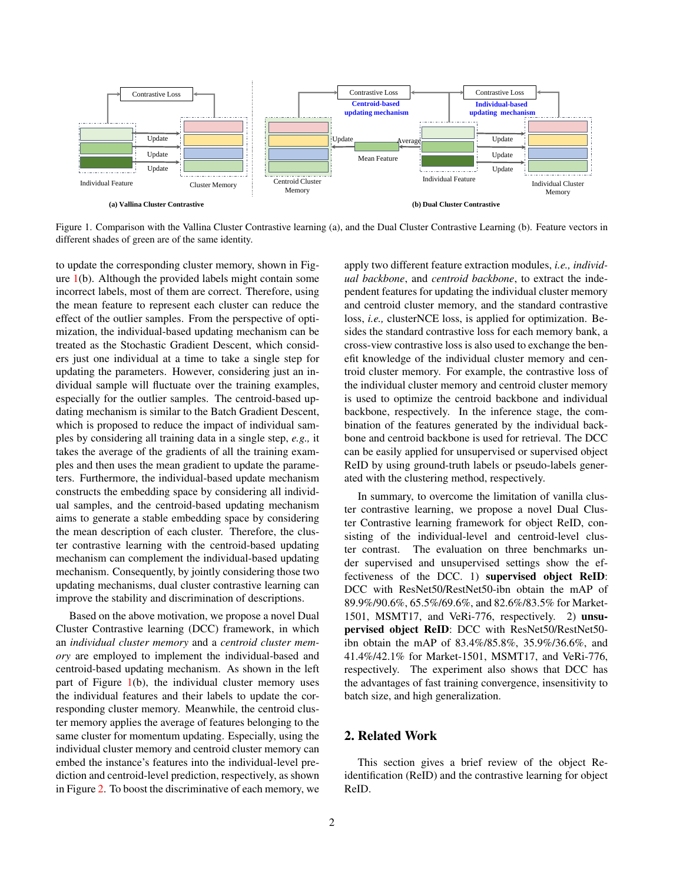Figure 1. Comparison with the Vallina Cluster Contrastive learning (a), and the Dual Cluster Contrastive Learning (b). Feature vectors in different shades of green are of the same identity.

to update the corresponding cluster memory, shown in Figure 1(b). Although the provided labels might contain some incorrect labels, most of them are correct. Therefore, using the mean feature to represent each cluster can reduce the effect of the outlier samples. From the perspective of optimization, the individual-based updating mechanism can be treated as the Stochastic Gradient Descent, which considers just one individual at a time to take a single step for updating the parameters. However, considering just an individual sample will fluctuate over the training examples, especially for the outlier samples. The centroid-based updating mechanism is similar to the Batch Gradient Descent, which is proposed to reduce the impact of individual samples by considering all training data in a single step, *e.g.,* it takes the average of the gradients of all the training examples and then uses the mean gradient to update the parameters. Furthermore, the individual-based update mechanism constructs the embedding space by considering all individual samples, and the centroid-based updating mechanism aims to generate a stable embedding space by considering the mean description of each cluster. Therefore, the cluster contrastive learning with the centroid-based updating mechanism can complement the individual-based updating mechanism. Consequently, by jointly considering those two updating mechanisms, dual cluster contrastive learning can improve the stability and discrimination of descriptions.

Based on the above motivation, we propose a novel Dual Cluster Contrastive learning (DCC) framework, in which an *individual cluster memory* and a *centroid cluster memory* are employed to implement the individual-based and centroid-based updating mechanism. As shown in the left part of Figure 1(b), the individual cluster memory uses the individual features and their labels to update the corresponding cluster memory. Meanwhile, the centroid cluster memory applies the average of features belonging to the same cluster for momentum updating. Especially, using the individual cluster memory and centroid cluster memory can embed the instance's features into the individual-level prediction and centroid-level prediction, respectively, as shown in Figure 2. To boost the discriminative of each memory, we apply two different feature extraction modules, *i.e., individual backbone*, and *centroid backbone*, to extract the independent features for updating the individual cluster memory and centroid cluster memory, and the standard contrastive loss, *i.e.,* clusterNCE loss, is applied for optimization. Besides the standard contrastive loss for each memory bank, a cross-view contrastive loss is also used to exchange the benefit knowledge of the individual cluster memory and centroid cluster memory. For example, the contrastive loss of the individual cluster memory and centroid cluster memory is used to optimize the centroid backbone and individual backbone, respectively. In the inference stage, the combination of the features generated by the individual backbone and centroid backbone is used for retrieval. The DCC can be easily applied for unsupervised or supervised object ReID by using ground-truth labels or pseudo-labels generated with the clustering method, respectively.

In summary, to overcome the limitation of vanilla cluster contrastive learning, we propose a novel Dual Cluster Contrastive learning framework for object ReID, consisting of the individual-level and centroid-level cluster contrast. The evaluation on three benchmarks under supervised and unsupervised settings show the effectiveness of the DCC. 1) **supervised object ReID**: DCC with ResNet50/RestNet50-ibn obtain the mAP of 89.9%/90.6%, 65.5%/69.6%, and 82.6%/83.5% for Market-1501, MSMT17, and VeRi-776, respectively. 2) **unsupervised object ReID**: DCC with ResNet50/RestNet50-ibn obtain the mAP of 83.4%/85.8%, 35.9%/36.6%, and 41.4%/42.1% for Market-1501, MSMT17, and VeRi-776, respectively. The experiment also shows that DCC has the advantages of fast training convergence, insensitivity to batch size, and high generalization.

## 2. Related Work

This section gives a brief review of the object Re-identification (ReID) and the contrastive learning for object ReID.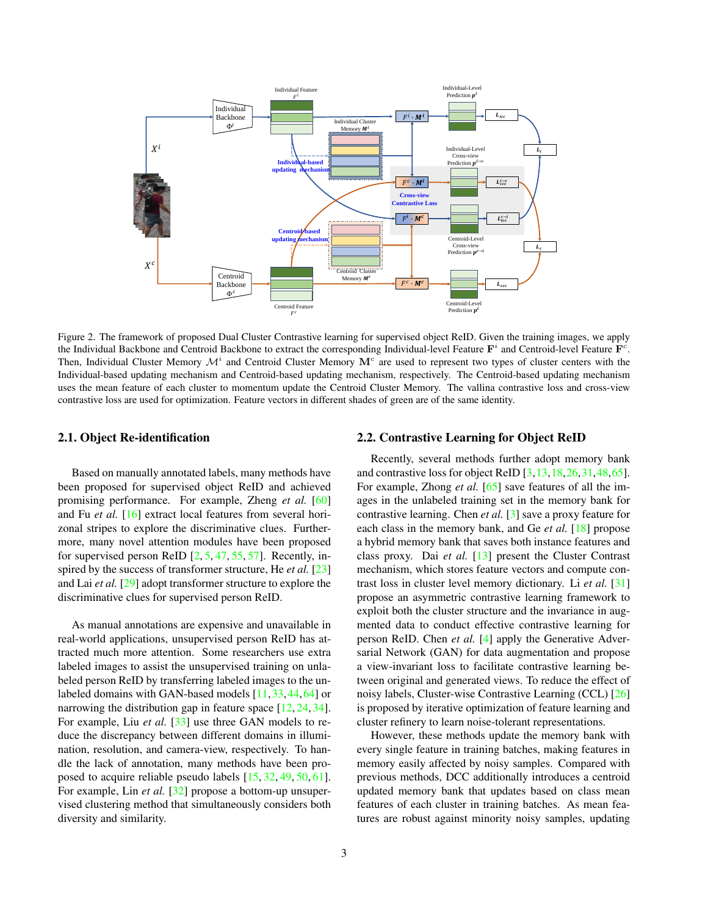Figure 2. The framework of proposed Dual Cluster Contrastive learning for supervised object ReID. Given the training images, we apply the Individual Backbone and Centroid Backbone to extract the corresponding Individual-level Feature $\mathbf{F}^i$ and Centroid-level Feature $\mathbf{F}^c$. Then, Individual Cluster Memory $\mathcal{M}^i$ and Centroid Cluster Memory $\mathbf{M}^c$ are used to represent two types of cluster centers with the Individual-based updating mechanism and Centroid-based updating mechanism, respectively. The Centroid-based updating mechanism uses the mean feature of each cluster to momentum update the Centroid Cluster Memory. The vallina contrastive loss and cross-view contrastive loss are used for optimization. Feature vectors in different shades of green are of the same identity.

## 2.1. Object Re-identification

Based on manually annotated labels, many methods have been proposed for supervised object ReID and achieved promising performance. For example, Zheng *et al.* [60] and Fu *et al.* [16] extract local features from several horizontal stripes to explore the discriminative clues. Furthermore, many novel attention modules have been proposed for supervised person ReID [2, 5, 47, 55, 57]. Recently, inspired by the success of transformer structure, He *et al.* [23] and Lai *et al.* [29] adopt transformer structure to explore the discriminative clues for supervised person ReID.

As manual annotations are expensive and unavailable in real-world applications, unsupervised person ReID has attracted much more attention. Some researchers use extra labeled images to assist the unsupervised training on unlabeled person ReID by transferring labeled images to the unlabeled domains with GAN-based models [11, 33, 44, 64] or narrowing the distribution gap in feature space [12, 24, 34]. For example, Liu *et al.* [33] use three GAN models to reduce the discrepancy between different domains in illumination, resolution, and camera-view, respectively. To handle the lack of annotation, many methods have been proposed to acquire reliable pseudo labels [15, 32, 49, 50, 61]. For example, Lin *et al.* [32] propose a bottom-up unsupervised clustering method that simultaneously considers both diversity and similarity.

## 2.2. Contrastive Learning for Object ReID

Recently, several methods further adopt memory bank and contrastive loss for object ReID [3, 13, 18, 26, 31, 48, 65]. For example, Zhong *et al.* [65] save features of all the images in the unlabeled training set in the memory bank for contrastive learning. Chen *et al.* [3] save a proxy feature for each class in the memory bank, and Ge *et al.* [18] propose a hybrid memory bank that saves both instance features and class proxy. Dai *et al.* [13] present the Cluster Contrast mechanism, which stores feature vectors and compute contrast loss in cluster level memory dictionary. Li *et al.* [31] propose an asymmetric contrastive learning framework to exploit both the cluster structure and the invariance in augmented data to conduct effective contrastive learning for person ReID. Chen *et al.* [4] apply the Generative Adversarial Network (GAN) for data augmentation and propose a view-invariant loss to facilitate contrastive learning between original and generated views. To reduce the effect of noisy labels, Cluster-wise Contrastive Learning (CCL) [26] is proposed by iterative optimization of feature learning and cluster refinery to learn noise-tolerant representations.

However, these methods update the memory bank with every single feature in training batches, making features in memory easily affected by noisy samples. Compared with previous methods, DCC additionally introduces a centroid updated memory bank that updates based on class mean features of each cluster in training batches. As mean features are robust against minority noisy samples, updating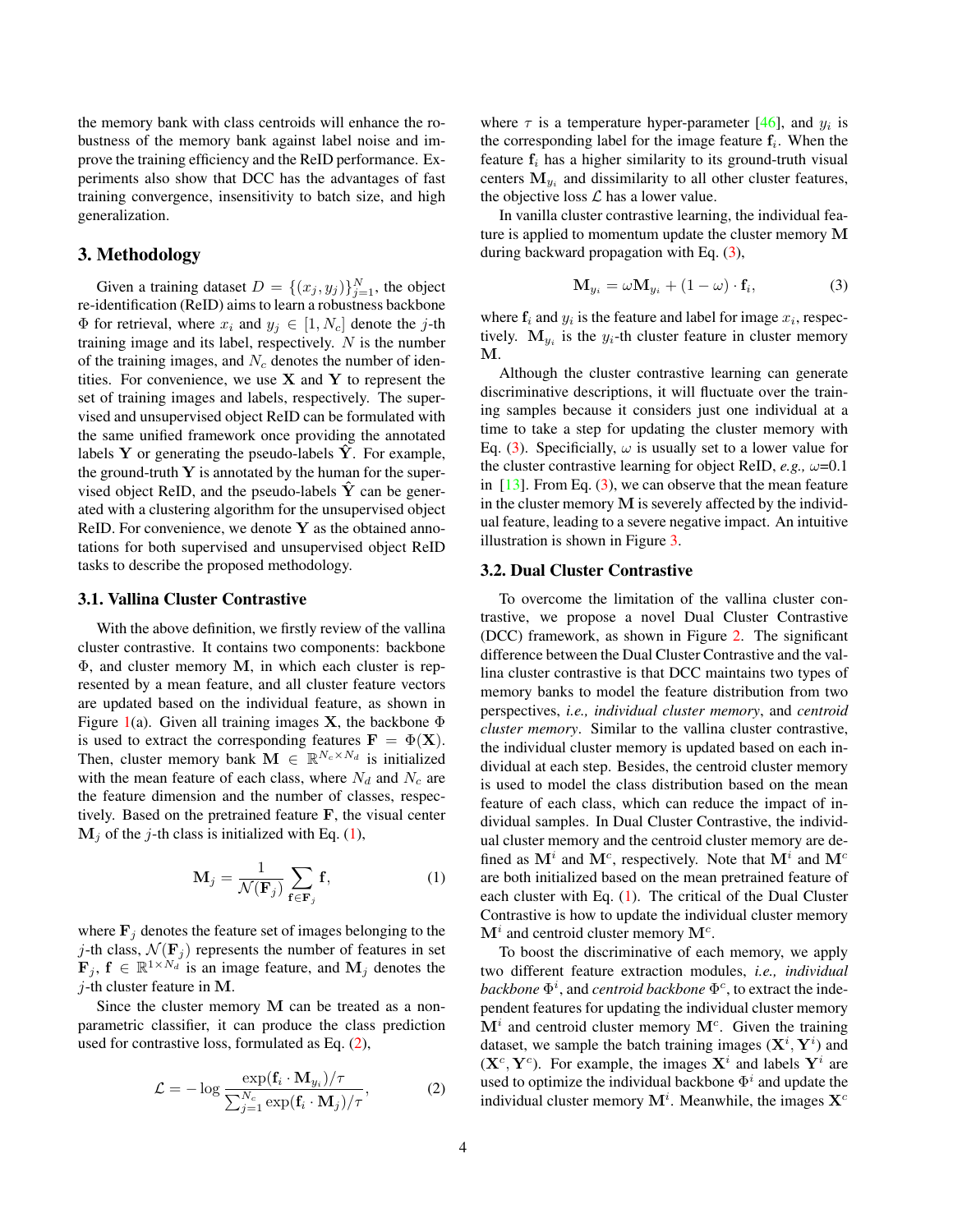the memory bank with class centroids will enhance the robustness of the memory bank against label noise and improve the training efficiency and the ReID performance. Experiments also show that DCC has the advantages of fast training convergence, insensitivity to batch size, and high generalization.

## 3. Methodology

Given a training dataset $D = \{(x_j, y_j)\}_{j=1}^{N}$, the object re-identification (ReID) aims to learn a robustness backbone $\Phi$ for retrieval, where $x_i$ and $y_j \in [1, N_c]$ denote the $j$-th training image and its label, respectively. $N$ is the number of the training images, and $N_c$ denotes the number of identities. For convenience, we use $\mathbf{X}$ and $\mathbf{Y}$ to represent the set of training images and labels, respectively. The supervised and unsupervised object ReID can be formulated with the same unified framework once providing the annotated labels $\mathbf{Y}$ or generating the pseudo-labels $\hat{\mathbf{Y}}$. For example, the ground-truth $\mathbf{Y}$ is annotated by the human for the supervised object ReID, and the pseudo-labels $\hat{\mathbf{Y}}$ can be generated with a clustering algorithm for the unsupervised object ReID. For convenience, we denote $\mathbf{Y}$ as the obtained annotations for both supervised and unsupervised object ReID tasks to describe the proposed methodology.

### 3.1. Vallina Cluster Contrastive

With the above definition, we firstly review of the vallina cluster contrastive. It contains two components: backbone $\Phi$, and cluster memory $\mathbf{M}$, in which each cluster is represented by a mean feature, and all cluster feature vectors are updated based on the individual feature, as shown in Figure 1(a). Given all training images $\mathbf{X}$, the backbone $\Phi$ is used to extract the corresponding features $\mathbf{F} = \Phi(\mathbf{X})$. Then, cluster memory bank $\mathbf{M} \in \mathbb{R}^{N_c \times N_d}$ is initialized with the mean feature of each class, where $N_d$ and $N_c$ are the feature dimension and the number of classes, respectively. Based on the pretrained feature $\mathbf{F}$, the visual center $\mathbf{M}_j$ of the $j$-th class is initialized with Eq. (1),

$$\mathbf{M}_j = \frac{1}{\mathcal{N}(\mathbf{F}_j)} \sum_{\mathbf{f} \in \mathbf{F}_j} \mathbf{f}, \tag{1}$$

where $\mathbf{F}_j$ denotes the feature set of images belonging to the $j$-th class, $\mathcal{N}(\mathbf{F}_j)$ represents the number of features in set $\mathbf{F}_j$, $\mathbf{f} \in \mathbb{R}^{1 \times N_d}$ is an image feature, and $\mathbf{M}_j$ denotes the $j$-th cluster feature in $\mathbf{M}$.

Since the cluster memory $\mathbf{M}$ can be treated as a non-parametric classifier, it can produce the class prediction used for contrastive loss, formulated as Eq. (2),

$$\mathcal{L} = -\log \frac{\exp(\mathbf{f}_i \cdot \mathbf{M}_{y_i})/\tau}{\sum_{j=1}^{N_c} \exp(\mathbf{f}_i \cdot \mathbf{M}_j)/\tau}, \tag{2}$$

where $\tau$ is a temperature hyper-parameter [46], and $y_i$ is the corresponding label for the image feature $\mathbf{f}_i$. When the feature $\mathbf{f}_i$ has a higher similarity to its ground-truth visual centers $\mathbf{M}_{y_i}$ and dissimilarity to all other cluster features, the objective loss $\mathcal{L}$ has a lower value.

In vanilla cluster contrastive learning, the individual feature is applied to momentum update the cluster memory $\mathbf{M}$ during backward propagation with Eq. (3),

$$\mathbf{M}_{y_i} = \omega \mathbf{M}_{y_i} + (1 - \omega) \cdot \mathbf{f}_i, \tag{3}$$

where $\mathbf{f}_i$ and $y_i$ is the feature and label for image $x_i$, respectively. $\mathbf{M}_{y_i}$ is the $y_i$-th cluster feature in cluster memory $\mathbf{M}$.

Although the cluster contrastive learning can generate discriminative descriptions, it will fluctuate over the training samples because it considers just one individual at a time to take a step for updating the cluster memory with Eq. (3). Specificially, $\omega$ is usually set to a lower value for the cluster contrastive learning for object ReID, *e.g.,* $\omega$=0.1 in [13]. From Eq. (3), we can observe that the mean feature in the cluster memory $\mathbf{M}$ is severely affected by the individual feature, leading to a severe negative impact. An intuitive illustration is shown in Figure 3.

### 3.2. Dual Cluster Contrastive

To overcome the limitation of the vallina cluster contrastive, we propose a novel Dual Cluster Contrastive (DCC) framework, as shown in Figure 2. The significant difference between the Dual Cluster Contrastive and the vallina cluster contrastive is that DCC maintains two types of memory banks to model the feature distribution from two perspectives, *i.e., individual cluster memory*, and *centroid cluster memory*. Similar to the vallina cluster contrastive, the individual cluster memory is updated based on each individual at each step. Besides, the centroid cluster memory is used to model the class distribution based on the mean feature of each class, which can reduce the impact of individual samples. In Dual Cluster Contrastive, the individual cluster memory and the centroid cluster memory are defined as $\mathbf{M}^i$ and $\mathbf{M}^c$, respectively. Note that $\mathbf{M}^i$ and $\mathbf{M}^c$ are both initialized based on the mean pretrained feature of each cluster with Eq. (1). The critical of the Dual Cluster Contrastive is how to update the individual cluster memory $\mathbf{M}^i$ and centroid cluster memory $\mathbf{M}^c$.

To boost the discriminative of each memory, we apply two different feature extraction modules, *i.e., individual backbone* $\Phi^i$, and *centroid backbone* $\Phi^c$, to extract the independent features for updating the individual cluster memory $\mathbf{M}^i$ and centroid cluster memory $\mathbf{M}^c$. Given the training dataset, we sample the batch training images $(\mathbf{X}^i, \mathbf{Y}^i)$ and $(\mathbf{X}^c, \mathbf{Y}^c)$. For example, the images $\mathbf{X}^i$ and labels $\mathbf{Y}^i$ are used to optimize the individual backbone $\Phi^i$ and update the individual cluster memory $\mathbf{M}^i$. Meanwhile, the images $\mathbf{X}^c$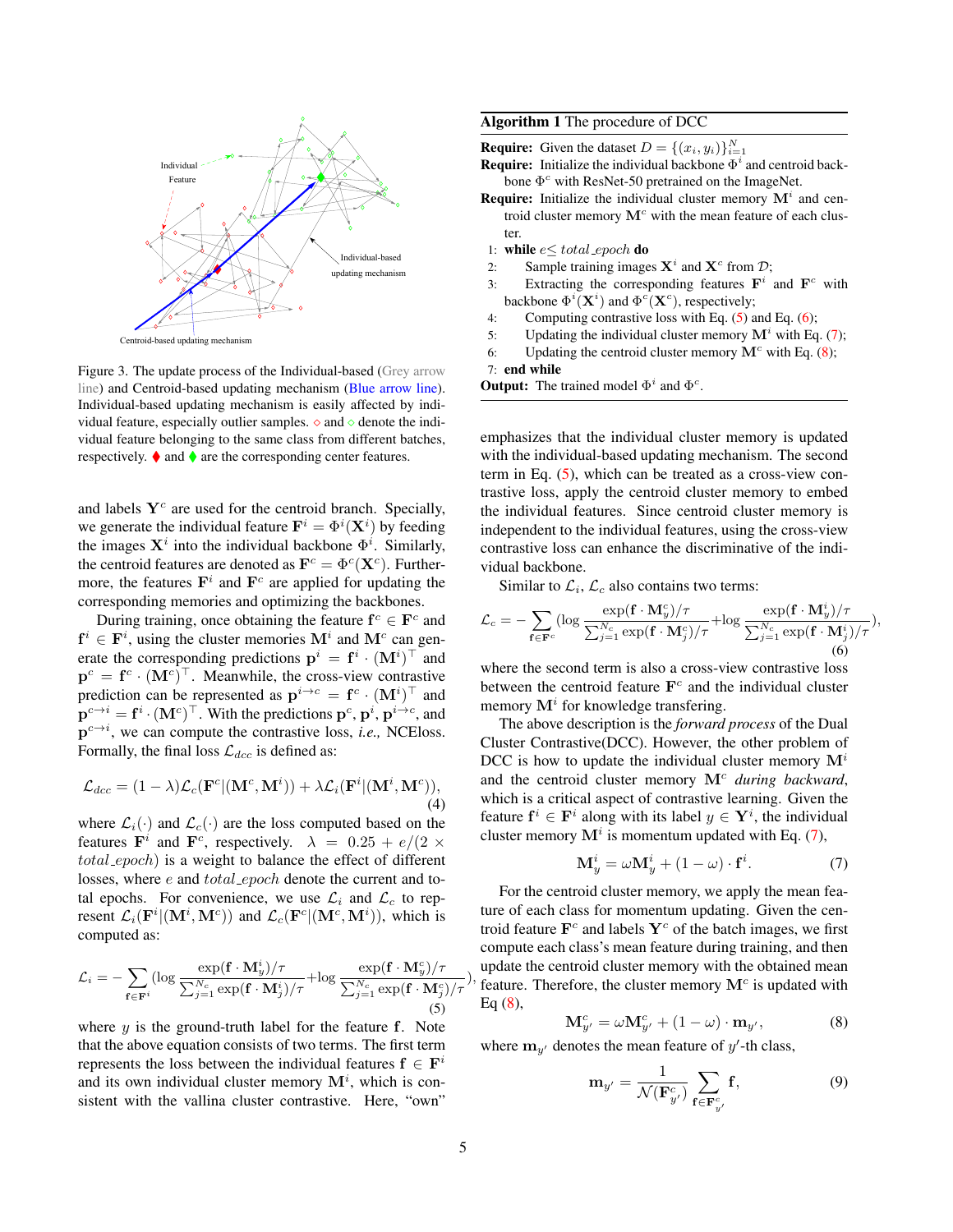Figure 3. The update process of the Individual-based (Grey arrow line) and Centroid-based updating mechanism (Blue arrow line). Individual-based updating mechanism is easily affected by individual feature, especially outlier samples. ◇ and ◇ denote the individual feature belonging to the same class from different batches, respectively. ♦ and ♦ are the corresponding center features.

and labels $\mathbf{Y}^c$ are used for the centroid branch. Specially, we generate the individual feature $\mathbf{F}^i = \Phi^i(\mathbf{X}^i)$ by feeding the images $\mathbf{X}^i$ into the individual backbone $\Phi^i$. Similarly, the centroid features are denoted as $\mathbf{F}^c = \Phi^c(\mathbf{X}^c)$. Furthermore, the features $\mathbf{F}^i$ and $\mathbf{F}^c$ are applied for updating the corresponding memories and optimizing the backbones.

During training, once obtaining the feature $\mathbf{f}^c \in \mathbf{F}^c$ and $\mathbf{f}^i \in \mathbf{F}^i$, using the cluster memories $\mathbf{M}^i$ and $\mathbf{M}^c$ can generate the corresponding predictions $\mathbf{p}^i = \mathbf{f}^i \cdot (\mathbf{M}^i)^\top$ and $\mathbf{p}^c = \mathbf{f}^c \cdot (\mathbf{M}^c)^\top$. Meanwhile, the cross-view contrastive prediction can be represented as $\mathbf{p}^{i\to c} = \mathbf{f}^c \cdot (\mathbf{M}^i)^\top$ and $\mathbf{p}^{c\to i} = \mathbf{f}^i \cdot (\mathbf{M}^c)^\top$. With the predictions $\mathbf{p}^c$, $\mathbf{p}^i$, $\mathbf{p}^{i\to c}$, and $\mathbf{p}^{c\to i}$, we can compute the contrastive loss, *i.e.,* NCEloss. Formally, the final loss $\mathcal{L}_{dcc}$ is defined as:

$$\mathcal{L}_{dcc} = (1-\lambda)\mathcal{L}_c(\mathbf{F}^c|(\mathbf{M}^c, \mathbf{M}^i)) + \lambda\mathcal{L}_i(\mathbf{F}^i|(\mathbf{M}^i, \mathbf{M}^c)), \tag{4}$$

where $\mathcal{L}_i(\cdot)$ and $\mathcal{L}_c(\cdot)$ are the loss computed based on the features $\mathbf{F}^i$ and $\mathbf{F}^c$, respectively. $\lambda = 0.25 + e/(2 \times total\_epoch)$ is a weight to balance the effect of different losses, where $e$ and $total\_epoch$ denote the current and total epochs. For convenience, we use $\mathcal{L}_i$ and $\mathcal{L}_c$ to represent $\mathcal{L}_i(\mathbf{F}^i|(\mathbf{M}^i, \mathbf{M}^c))$ and $\mathcal{L}_c(\mathbf{F}^c|(\mathbf{M}^c, \mathbf{M}^i))$, which is computed as:

$$\mathcal{L}_i = -\sum_{\mathbf{f}\in\mathbf{F}^i}(\log\frac{\exp(\mathbf{f}\cdot\mathbf{M}^i_y)/\tau}{\sum_{j=1}^{N_c}\exp(\mathbf{f}\cdot\mathbf{M}^i_j)/\tau} + \log\frac{\exp(\mathbf{f}\cdot\mathbf{M}^c_y)/\tau}{\sum_{j=1}^{N_c}\exp(\mathbf{f}\cdot\mathbf{M}^c_j)/\tau}), \tag{5}$$

where $y$ is the ground-truth label for the feature $\mathbf{f}$. Note that the above equation consists of two terms. The first term represents the loss between the individual features $\mathbf{f} \in \mathbf{F}^i$ and its own individual cluster memory $\mathbf{M}^i$, which is consistent with the vallina cluster contrastive. Here, "own" emphasizes that the individual cluster memory is updated with the individual-based updating mechanism. The second term in Eq. (5), which can be treated as a cross-view contrastive loss, apply the centroid cluster memory to embed the individual features. Since centroid cluster memory is independent to the individual features, using the cross-view contrastive loss can enhance the discriminative of the individual backbone.

**Algorithm 1** The procedure of DCC

**Require:** Given the dataset $D = \{(x_i, y_i)\}_{i=1}^N$

**Require:** Initialize the individual backbone $\Phi^i$ and centroid backbone $\Phi^c$ with ResNet-50 pretrained on the ImageNet.

**Require:** Initialize the individual cluster memory $\mathbf{M}^i$ and centroid cluster memory $\mathbf{M}^c$ with the mean feature of each cluster.

1: **while** $e \leq total\_epoch$ **do**
2: Sample training images $\mathbf{X}^i$ and $\mathbf{X}^c$ from $\mathcal{D}$;
3: Extracting the corresponding features $\mathbf{F}^i$ and $\mathbf{F}^c$ with backbone $\Phi^i(\mathbf{X}^i)$ and $\Phi^c(\mathbf{X}^c)$, respectively;
4: Computing contrastive loss with Eq. (5) and Eq. (6);
5: Updating the individual cluster memory $\mathbf{M}^i$ with Eq. (7);
6: Updating the centroid cluster memory $\mathbf{M}^c$ with Eq. (8);
7: **end while**

**Output:** The trained model $\Phi^i$ and $\Phi^c$.

Similar to $\mathcal{L}_i$, $\mathcal{L}_c$ also contains two terms:

$$\mathcal{L}_c = -\sum_{\mathbf{f}\in\mathbf{F}^c}(\log\frac{\exp(\mathbf{f}\cdot\mathbf{M}^c_y)/\tau}{\sum_{j=1}^{N_c}\exp(\mathbf{f}\cdot\mathbf{M}^c_j)/\tau} + \log\frac{\exp(\mathbf{f}\cdot\mathbf{M}^i_y)/\tau}{\sum_{j=1}^{N_c}\exp(\mathbf{f}\cdot\mathbf{M}^i_j)/\tau}), \tag{6}$$

where the second term is also a cross-view contrastive loss between the centroid feature $\mathbf{F}^c$ and the individual cluster memory $\mathbf{M}^i$ for knowledge transfering.

The above description is the *forward process* of the Dual Cluster Contrastive(DCC). However, the other problem of DCC is how to update the individual cluster memory $\mathbf{M}^i$ and the centroid cluster memory $\mathbf{M}^c$ *during backward*, which is a critical aspect of contrastive learning. Given the feature $\mathbf{f}^i \in \mathbf{F}^i$ along with its label $y \in \mathbf{Y}^i$, the individual cluster memory $\mathbf{M}^i$ is momentum updated with Eq. (7),

$$\mathbf{M}^i_y = \omega\mathbf{M}^i_y + (1-\omega)\cdot\mathbf{f}^i. \tag{7}$$

For the centroid cluster memory, we apply the mean feature of each class for momentum updating. Given the centroid feature $\mathbf{F}^c$ and labels $\mathbf{Y}^c$ of the batch images, we first compute each class's mean feature during training, and then update the centroid cluster memory with the obtained mean feature. Therefore, the cluster memory $\mathbf{M}^c$ is updated with Eq (8),

$$\mathbf{M}^c_{y'} = \omega\mathbf{M}^c_{y'} + (1-\omega)\cdot\mathbf{m}_{y'}, \tag{8}$$

where $\mathbf{m}_{y'}$ denotes the mean feature of $y'$-th class,

$$\mathbf{m}_{y'} = \frac{1}{\mathcal{N}(\mathbf{F}^c_{y'})}\sum_{\mathbf{f}\in\mathbf{F}^c_{y'}}\mathbf{f}, \tag{9}$$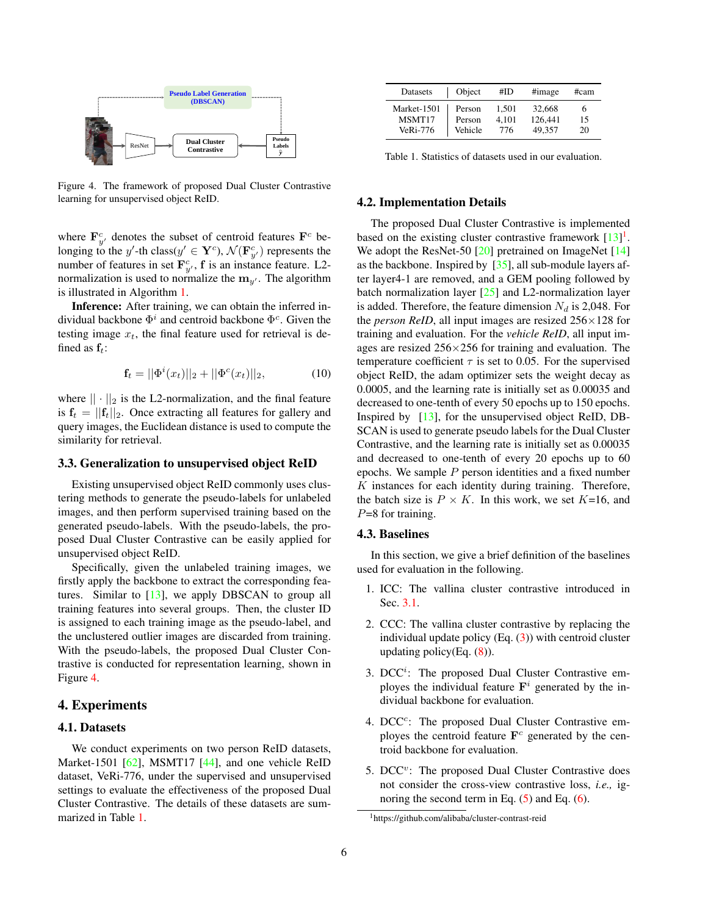Figure 4. The framework of proposed Dual Cluster Contrastive learning for unsupervised object ReID.

where $\mathbf{F}^c_{y'}$ denotes the subset of centroid features $\mathbf{F}^c$ belonging to the $y'$-th class($y' \in \mathbf{Y}^c$), $\mathcal{N}(\mathbf{F}^c_{y'})$ represents the number of features in set $\mathbf{F}^c_{y'}$, $\mathbf{f}$ is an instance feature. L2-normalization is used to normalize the $\mathbf{m}_{y'}$. The algorithm is illustrated in Algorithm 1.

**Inference:** After training, we can obtain the inferred individual backbone $\Phi^i$ and centroid backbone $\Phi^c$. Given the testing image $x_t$, the final feature used for retrieval is defined as $\mathbf{f}_t$:

$$\mathbf{f}_t = ||\Phi^i(x_t)||_2 + ||\Phi^c(x_t)||_2, \tag{10}$$

where $||\cdot||_2$ is the L2-normalization, and the final feature is $\mathbf{f}_t = ||\mathbf{f}_t||_2$. Once extracting all features for gallery and query images, the Euclidean distance is used to compute the similarity for retrieval.

### 3.3. Generalization to unsupervised object ReID

Existing unsupervised object ReID commonly uses clustering methods to generate the pseudo-labels for unlabeled images, and then perform supervised training based on the generated pseudo-labels. With the pseudo-labels, the proposed Dual Cluster Contrastive can be easily applied for unsupervised object ReID.

Specifically, given the unlabeled training images, we firstly apply the backbone to extract the corresponding features. Similar to [13], we apply DBSCAN to group all training features into several groups. Then, the cluster ID is assigned to each training image as the pseudo-label, and the unclustered outlier images are discarded from training. With the pseudo-labels, the proposed Dual Cluster Contrastive is conducted for representation learning, shown in Figure 4.

## 4. Experiments

### 4.1. Datasets

We conduct experiments on two person ReID datasets, Market-1501 [62], MSMT17 [44], and one vehicle ReID dataset, VeRi-776, under the supervised and unsupervised settings to evaluate the effectiveness of the proposed Dual Cluster Contrastive. The details of these datasets are summarized in Table 1.

| Datasets | Object | #ID | #image | #cam |
|---|---|---|---|---|
| Market-1501 | Person | 1,501 | 32,668 | 6 |
| MSMT17 | Person | 4,101 | 126,441 | 15 |
| VeRi-776 | Vehicle | 776 | 49,357 | 20 |

Table 1. Statistics of datasets used in our evaluation.

### 4.2. Implementation Details

The proposed Dual Cluster Contrastive is implemented based on the existing cluster contrastive framework [13][1]. We adopt the ResNet-50 [20] pretrained on ImageNet [14] as the backbone. Inspired by [35], all sub-module layers after layer4-1 are removed, and a GEM pooling followed by batch normalization layer [25] and L2-normalization layer is added. Therefore, the feature dimension $N_d$ is 2,048. For the *person ReID*, all input images are resized $256\times128$ for training and evaluation. For the *vehicle ReID*, all input images are resized $256\times256$ for training and evaluation. The temperature coefficient $\tau$ is set to 0.05. For the supervised object ReID, the adam optimizer sets the weight decay as 0.0005, and the learning rate is initially set as 0.00035 and decreased to one-tenth of every 50 epochs up to 150 epochs. Inspired by [13], for the unsupervised object ReID, DBSCAN is used to generate pseudo labels for the Dual Cluster Contrastive, and the learning rate is initially set as 0.00035 and decreased to one-tenth of every 20 epochs up to 60 epochs. We sample $P$ person identities and a fixed number $K$ instances for each identity during training. Therefore, the batch size is $P \times K$. In this work, we set $K$=16, and $P$=8 for training.

### 4.3. Baselines

In this section, we give a brief definition of the baselines used for evaluation in the following.

1. ICC: The vallina cluster contrastive introduced in Sec. 3.1.
2. CCC: The vallina cluster contrastive by replacing the individual update policy (Eq. (3)) with centroid cluster updating policy(Eq. (8)).
3. DCC$^i$: The proposed Dual Cluster Contrastive employs the individual feature $\mathbf{F}^i$ generated by the individual backbone for evaluation.
4. DCC$^c$: The proposed Dual Cluster Contrastive employs the centroid feature $\mathbf{F}^c$ generated by the centroid backbone for evaluation.
5. DCC$^v$: The proposed Dual Cluster Contrastive does not consider the cross-view contrastive loss, *i.e.,* ignoring the second term in Eq. (5) and Eq. (6).

[1] https://github.com/alibaba/cluster-contrast-reid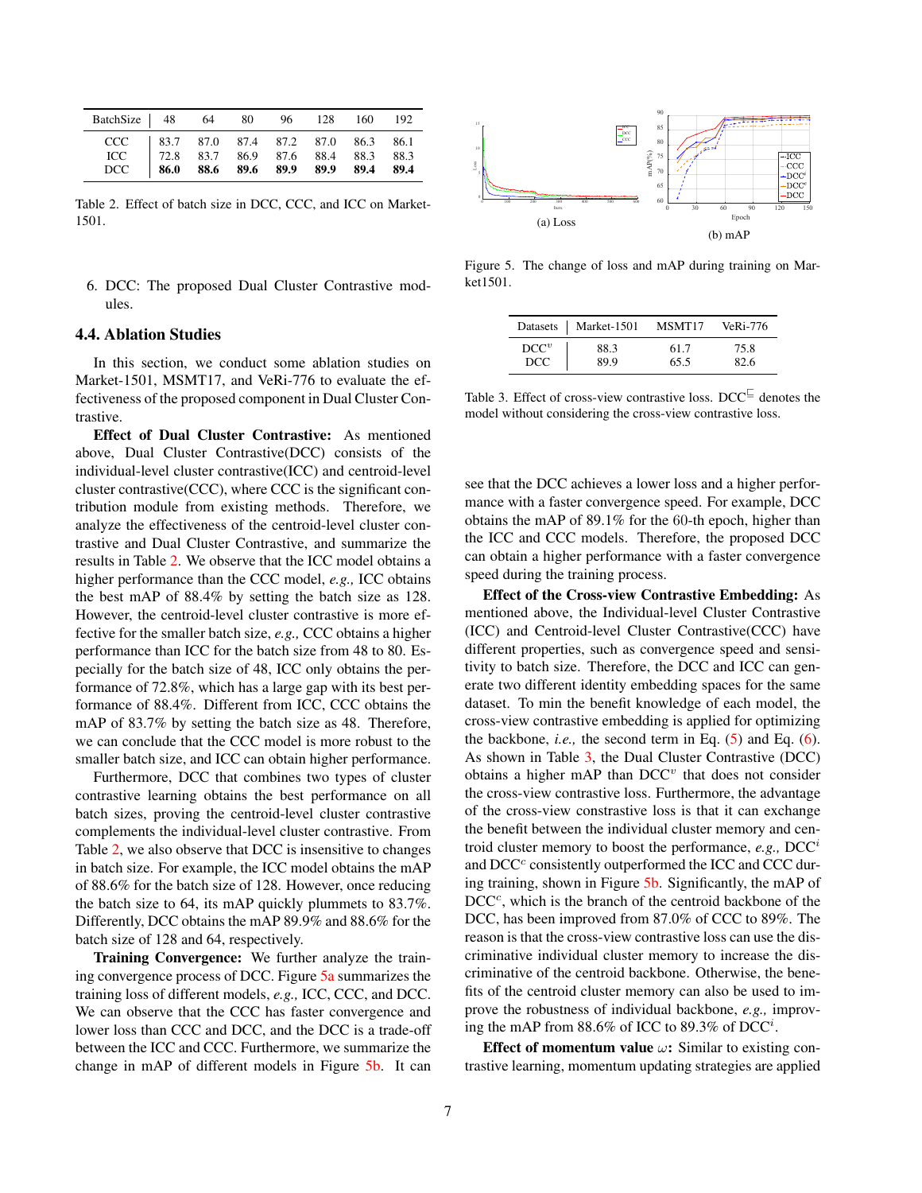| BatchSize | 48 | 64 | 80 | 96 | 128 | 160 | 192 |
|---|---|---|---|---|---|---|---|
| CCC | 83.7 | 87.0 | 87.4 | 87.2 | 87.0 | 86.3 | 86.1 |
| ICC | 72.8 | 83.7 | 86.9 | 87.6 | 88.4 | 88.3 | 88.3 |
| DCC | **86.0** | **88.6** | **89.6** | **89.9** | **89.9** | **89.4** | **89.4** |

Table 2. Effect of batch size in DCC, CCC, and ICC on Market-1501.

6. DCC: The proposed Dual Cluster Contrastive modules.

### 4.4. Ablation Studies

In this section, we conduct some ablation studies on Market-1501, MSMT17, and VeRi-776 to evaluate the effectiveness of the proposed component in Dual Cluster Contrastive.

**Effect of Dual Cluster Contrastive:** As mentioned above, Dual Cluster Contrastive(DCC) consists of the individual-level cluster contrastive(ICC) and centroid-level cluster contrastive(CCC), where CCC is the significant contribution module from existing methods. Therefore, we analyze the effectiveness of the centroid-level cluster contrastive and Dual Cluster Contrastive, and summarize the results in Table 2. We observe that the ICC model obtains a higher performance than the CCC model, *e.g.,* ICC obtains the best mAP of 88.4% by setting the batch size as 128. However, the centroid-level cluster contrastive is more effective for the smaller batch size, *e.g.,* CCC obtains a higher performance than ICC for the batch size from 48 to 80. Especially for the batch size of 48, ICC only obtains the performance of 72.8%, which has a large gap with its best performance of 88.4%. Different from ICC, CCC obtains the mAP of 83.7% by setting the batch size as 48. Therefore, we can conclude that the CCC model is more robust to the smaller batch size, and ICC can obtain higher performance.

Furthermore, DCC that combines two types of cluster contrastive learning obtains the best performance on all batch sizes, proving the centroid-level cluster contrastive complements the individual-level cluster contrastive. From Table 2, we also observe that DCC is insensitive to changes in batch size. For example, the ICC model obtains the mAP of 88.6% for the batch size of 128. However, once reducing the batch size to 64, its mAP quickly plummets to 83.7%. Differently, DCC obtains the mAP 89.9% and 88.6% for the batch size of 128 and 64, respectively.

**Training Convergence:** We further analyze the training convergence process of DCC. Figure 5a summarizes the training loss of different models, *e.g.,* ICC, CCC, and DCC. We can observe that the CCC has faster convergence and lower loss than CCC and DCC, and the DCC is a trade-off between the ICC and CCC. Furthermore, we summarize the change in mAP of different models in Figure 5b. It can see that the DCC achieves a lower loss and a higher performance with a faster convergence speed. For example, DCC obtains the mAP of 89.1% for the 60-th epoch, higher than the ICC and CCC models. Therefore, the proposed DCC can obtain a higher performance with a faster convergence speed during the training process.

(a) Loss

(b) mAP

Figure 5. The change of loss and mAP during training on Market1501.

| Datasets | Market-1501 | MSMT17 | VeRi-776 |
|---|---|---|---|
| DCC$^{v}$ | 88.3 | 61.7 | 75.8 |
| DCC | 89.9 | 65.5 | 82.6 |

Table 3. Effect of cross-view contrastive loss. DCC$^{v}$ denotes the model without considering the cross-view contrastive loss.

**Effect of the Cross-view Contrastive Embedding:** As mentioned above, the Individual-level Cluster Contrastive (ICC) and Centroid-level Cluster Contrastive(CCC) have different properties, such as convergence speed and sensitivity to batch size. Therefore, the DCC and ICC can generate two different identity embedding spaces for the same dataset. To min the benefit knowledge of each model, the cross-view contrastive embedding is applied for optimizing the backbone, *i.e.,* the second term in Eq. (5) and Eq. (6). As shown in Table 3, the Dual Cluster Contrastive (DCC) obtains a higher mAP than DCC$^{v}$ that does not consider the cross-view contrastive loss. Furthermore, the advantage of the cross-view constrastive loss is that it can exchange the benefit between the individual cluster memory and centroid cluster memory to boost the performance, *e.g.,* DCC$^{i}$ and DCC$^{c}$ consistently outperformed the ICC and CCC during training, shown in Figure 5b. Significantly, the mAP of DCC$^{c}$, which is the branch of the centroid backbone of the DCC, has been improved from 87.0% of CCC to 89%. The reason is that the cross-view contrastive loss can use the discriminative individual cluster memory to increase the discriminative of the centroid backbone. Otherwise, the benefits of the centroid cluster memory can also be used to improve the robustness of individual backbone, *e.g.,* improving the mAP from 88.6% of ICC to 89.3% of DCC$^{i}$.

**Effect of momentum value $\omega$:** Similar to existing contrastive learning, momentum updating strategies are applied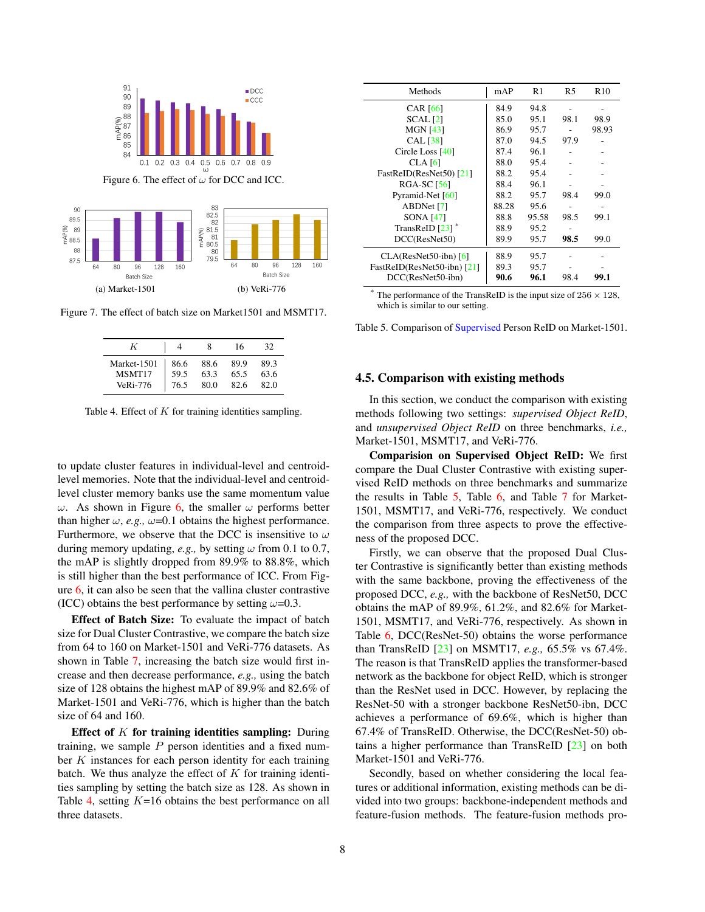Figure 6. The effect of $\omega$ for DCC and ICC.

(a) Market-1501

(b) VeRi-776

Figure 7. The effect of batch size on Market1501 and MSMT17.

| $K$ | 4 | 8 | 16 | 32 |
|---|---|---|---|---|
| Market-1501 | 86.6 | 88.6 | 89.9 | 89.3 |
| MSMT17 | 59.5 | 63.3 | 65.5 | 63.6 |
| VeRi-776 | 76.5 | 80.0 | 82.6 | 82.0 |

Table 4. Effect of $K$ for training identities sampling.

to update cluster features in individual-level and centroid-level memories. Note that the individual-level and centroid-level cluster memory banks use the same momentum value $\omega$. As shown in Figure 6, the smaller $\omega$ performs better than higher $\omega$, *e.g.,* $\omega$=0.1 obtains the highest performance. Furthermore, we observe that the DCC is insensitive to $\omega$ during memory updating, *e.g.,* by setting $\omega$ from 0.1 to 0.7, the mAP is slightly dropped from 89.9% to 88.8%, which is still higher than the best performance of ICC. From Figure 6, it can also be seen that the vallina cluster contrastive (ICC) obtains the best performance by setting $\omega$=0.3.

**Effect of Batch Size:** To evaluate the impact of batch size for Dual Cluster Contrastive, we compare the batch size from 64 to 160 on Market-1501 and VeRi-776 datasets. As shown in Table 7, increasing the batch size would first increase and then decrease performance, *e.g.,* using the batch size of 128 obtains the highest mAP of 89.9% and 82.6% of Market-1501 and VeRi-776, which is higher than the batch size of 64 and 160.

**Effect of $K$ for training identities sampling:** During training, we sample $P$ person identities and a fixed number $K$ instances for each person identity for each training batch. We thus analyze the effect of $K$ for training identities sampling by setting the batch size as 128. As shown in Table 4, setting $K$=16 obtains the best performance on all three datasets.

| Methods | mAP | R1 | R5 | R10 |
|---|---|---|---|---|
| CAR [66] | 84.9 | 94.8 | - | - |
| SCAL [2] | 85.0 | 95.1 | 98.1 | 98.9 |
| MGN [43] | 86.9 | 95.7 | - | 98.93 |
| CAL [38] | 87.0 | 94.5 | 97.9 | - |
| Circle Loss [40] | 87.4 | 96.1 | - | - |
| CLA [6] | 88.0 | 95.4 | - | - |
| FastReID(ResNet50) [21] | 88.2 | 95.4 | - | - |
| RGA-SC [56] | 88.4 | 96.1 | - | - |
| Pyramid-Net [60] | 88.2 | 95.7 | 98.4 | 99.0 |
| ABDNet [7] | 88.28 | 95.6 | - | - |
| SONA [47] | 88.8 | 95.58 | 98.5 | 99.1 |
| TransReID [23] * | 88.9 | 95.2 | - | - |
| DCC(ResNet50) | 89.9 | 95.7 | **98.5** | 99.0 |
| CLA(ResNet50-ibn) [6] | 88.9 | 95.7 | - | - |
| FastReID(ResNet50-ibn) [21] | 89.3 | 95.7 | - | - |
| DCC(ResNet50-ibn) | **90.6** | **96.1** | 98.4 | **99.1** |

* The performance of the TransReID is the input size of 256 × 128, which is similar to our setting.

Table 5. Comparison of Supervised Person ReID on Market-1501.

## 4.5. Comparison with existing methods

In this section, we conduct the comparison with existing methods following two settings: *supervised Object ReID*, and *unsupervised Object ReID* on three benchmarks, *i.e.,* Market-1501, MSMT17, and VeRi-776.

**Comparision on Supervised Object ReID:** We first compare the Dual Cluster Contrastive with existing supervised ReID methods on three benchmarks and summarize the results in Table 5, Table 6, and Table 7 for Market-1501, MSMT17, and VeRi-776, respectively. We conduct the comparison from three aspects to prove the effectiveness of the proposed DCC.

Firstly, we can observe that the proposed Dual Cluster Contrastive is significantly better than existing methods with the same backbone, proving the effectiveness of the proposed DCC, *e.g.,* with the backbone of ResNet50, DCC obtains the mAP of 89.9%, 61.2%, and 82.6% for Market-1501, MSMT17, and VeRi-776, respectively. As shown in Table 6, DCC(ResNet-50) obtains the worse performance than TransReID [23] on MSMT17, *e.g.,* 65.5% vs 67.4%. The reason is that TransReID applies the transformer-based network as the backbone for object ReID, which is stronger than the ResNet used in DCC. However, by replacing the ResNet-50 with a stronger backbone ResNet50-ibn, DCC achieves a performance of 69.6%, which is higher than 67.4% of TransReID. Otherwise, the DCC(ResNet-50) obtains a higher performance than TransReID [23] on both Market-1501 and VeRi-776.

Secondly, based on whether considering the local features or additional information, existing methods can be divided into two groups: backbone-independent methods and feature-fusion methods. The feature-fusion methods pro-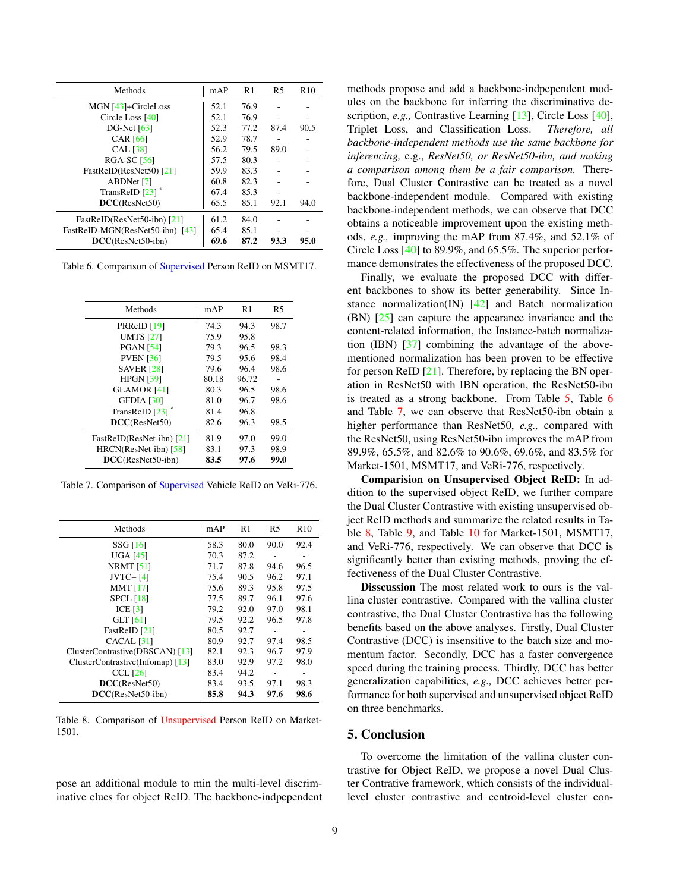| Methods | mAP | R1 | R5 | R10 |
|---|---|---|---|---|
| MGN [43]+CircleLoss | 52.1 | 76.9 | - | - |
| Circle Loss [40] | 52.1 | 76.9 | - | - |
| DG-Net [63] | 52.3 | 77.2 | 87.4 | 90.5 |
| CAR [66] | 52.9 | 78.7 | - | - |
| CAL [38] | 56.2 | 79.5 | 89.0 | - |
| RGA-SC [56] | 57.5 | 80.3 | - | - |
| FastReID(ResNet50) [21] | 59.9 | 83.3 | - | - |
| ABDNet [7] | 60.8 | 82.3 | - | - |
| TransReID [23] * | 67.4 | 85.3 | - | |
| **DCC**(ResNet50) | 65.5 | 85.1 | 92.1 | 94.0 |
| FastReID(ResNet50-ibn) [21] | 61.2 | 84.0 | - | - |
| FastReID-MGN(ResNet50-ibn) [43] | 65.4 | 85.1 | - | - |
| **DCC**(ResNet50-ibn) | **69.6** | **87.2** | **93.3** | **95.0** |

Table 6. Comparison of Supervised Person ReID on MSMT17.

| Methods | mAP | R1 | R5 |
|---|---|---|---|
| PRReID [19] | 74.3 | 94.3 | 98.7 |
| UMTS [27] | 75.9 | 95.8 | |
| PGAN [54] | 79.3 | 96.5 | 98.3 |
| PVEN [36] | 79.5 | 95.6 | 98.4 |
| SAVER [28] | 79.6 | 96.4 | 98.6 |
| HPGN [39] | 80.18 | 96.72 | - |
| GLAMOR [41] | 80.3 | 96.5 | 98.6 |
| GFDIA [30] | 81.0 | 96.7 | 98.6 |
| TransReID [23] * | 81.4 | 96.8 | |
| **DCC**(ResNet50) | 82.6 | 96.3 | 98.5 |
| FastReID(ResNet-ibn) [21] | 81.9 | 97.0 | 99.0 |
| HRCN(ResNet-ibn) [58] | 83.1 | 97.3 | 98.9 |
| **DCC**(ResNet50-ibn) | **83.5** | **97.6** | **99.0** |

Table 7. Comparison of Supervised Vehicle ReID on VeRi-776.

| Methods | mAP | R1 | R5 | R10 |
|---|---|---|---|---|
| SSG [16] | 58.3 | 80.0 | 90.0 | 92.4 |
| UGA [45] | 70.3 | 87.2 | - | - |
| NRMT [51] | 71.7 | 87.8 | 94.6 | 96.5 |
| JVTC+ [4] | 75.4 | 90.5 | 96.2 | 97.1 |
| MMT [17] | 75.6 | 89.3 | 95.8 | 97.5 |
| SPCL [18] | 77.5 | 89.7 | 96.1 | 97.6 |
| ICE [3] | 79.2 | 92.0 | 97.0 | 98.1 |
| GLT [61] | 79.5 | 92.2 | 96.5 | 97.8 |
| FastReID [21] | 80.5 | 92.7 | - | - |
| CACAL [31] | 80.9 | 92.7 | 97.4 | 98.5 |
| ClusterContrastive(DBSCAN) [13] | 82.1 | 92.3 | 96.7 | 97.9 |
| ClusterContrastive(Infomap) [13] | 83.0 | 92.9 | 97.2 | 98.0 |
| CCL [26] | 83.4 | 94.2 | - | - |
| **DCC**(ResNet50) | 83.4 | 93.5 | 97.1 | 98.3 |
| **DCC**(ResNet50-ibn) | **85.8** | **94.3** | **97.6** | **98.6** |

Table 8. Comparison of Unsupervised Person ReID on Market-1501.

pose an additional module to min the multi-level discriminative clues for object ReID. The backbone-indpependent methods propose and add a backbone-indpependent modules on the backbone for inferring the discriminative description, *e.g.,* Contrastive Learning [13], Circle Loss [40], Triplet Loss, and Classification Loss. *Therefore, all backbone-independent methods use the same backbone for inferencing,* e.g., *ResNet50, or ResNet50-ibn, and making a comparison among them be a fair comparison.* Therefore, Dual Cluster Contrastive can be treated as a novel backbone-independent module. Compared with existing backbone-independent methods, we can observe that DCC obtains a noticeable improvement upon the existing methods, *e.g.,* improving the mAP from 87.4%, and 52.1% of Circle Loss [40] to 89.9%, and 65.5%. The superior performance demonstrates the effectiveness of the proposed DCC.

Finally, we evaluate the proposed DCC with different backbones to show its better generability. Since Instance normalization(IN) [42] and Batch normalization (BN) [25] can capture the appearance invariance and the content-related information, the Instance-batch normalization (IBN) [37] combining the advantage of the above-mentioned normalization has been proven to be effective for person ReID [21]. Therefore, by replacing the BN operation in ResNet50 with IBN operation, the ResNet50-ibn is treated as a strong backbone. From Table 5, Table 6 and Table 7, we can observe that ResNet50-ibn obtain a higher performance than ResNet50, *e.g.,* compared with the ResNet50, using ResNet50-ibn improves the mAP from 89.9%, 65.5%, and 82.6% to 90.6%, 69.6%, and 83.5% for Market-1501, MSMT17, and VeRi-776, respectively.

**Comparision on Unsupervised Object ReID:** In addition to the supervised object ReID, we further compare the Dual Cluster Contrastive with existing unsupervised object ReID methods and summarize the related results in Table 8, Table 9, and Table 10 for Market-1501, MSMT17, and VeRi-776, respectively. We can observe that DCC is significantly better than existing methods, proving the effectiveness of the Dual Cluster Contrastive.

**Disscussion** The most related work to ours is the vallina cluster contrastive. Compared with the vallina cluster contrastive, the Dual Cluster Contrastive has the following benefits based on the above analyses. Firstly, Dual Cluster Contrastive (DCC) is insensitive to the batch size and momentum factor. Secondly, DCC has a faster convergence speed during the training process. Thirdly, DCC has better generalization capabilities, *e.g.,* DCC achieves better performance for both supervised and unsupervised object ReID on three benchmarks.

## 5. Conclusion

To overcome the limitation of the vallina cluster contrastive for Object ReID, we propose a novel Dual Cluster Contrative framework, which consists of the individual-level cluster contrastive and centroid-level cluster con-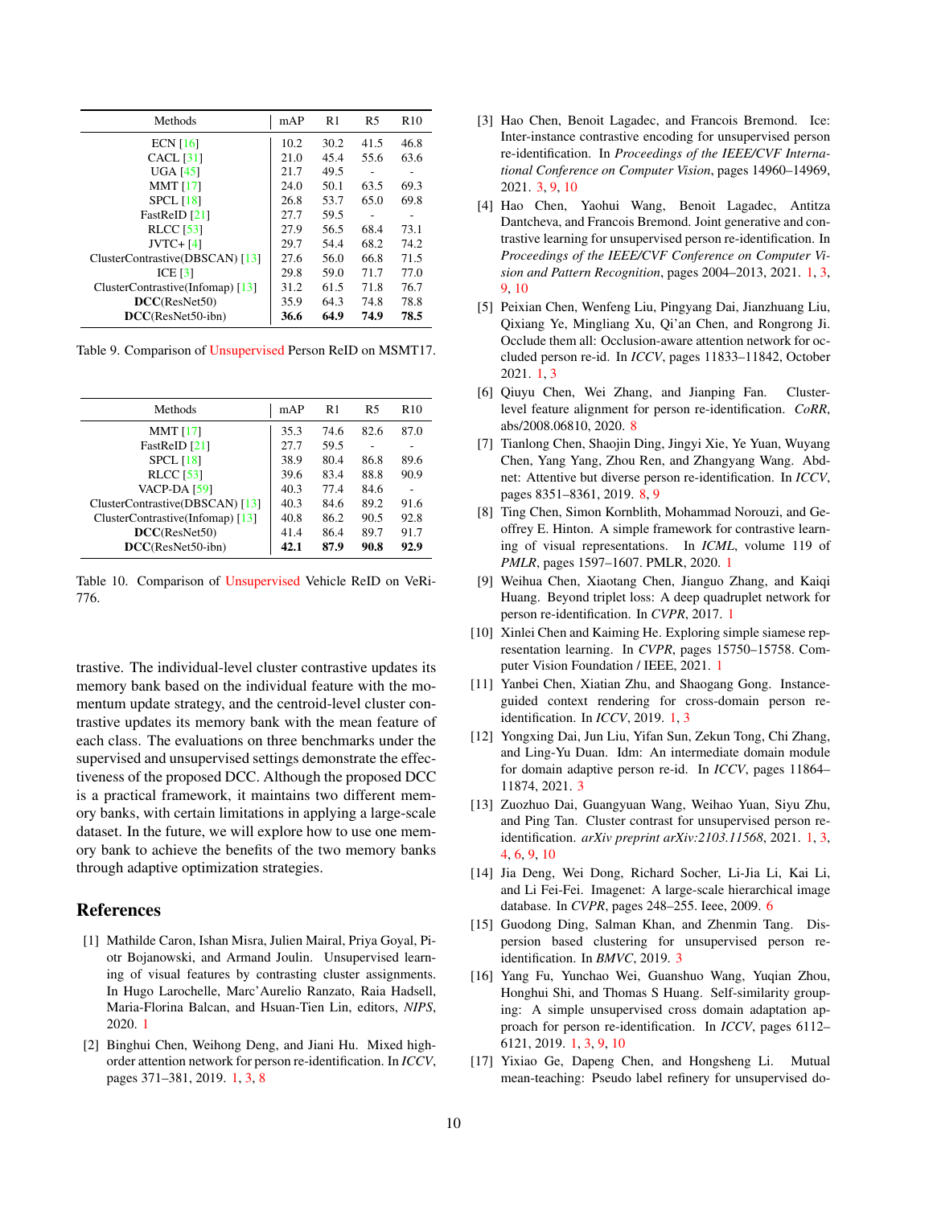| Methods | mAP | R1 | R5 | R10 |
|---|---|---|---|---|
| ECN [16] | 10.2 | 30.2 | 41.5 | 46.8 |
| CACL [31] | 21.0 | 45.4 | 55.6 | 63.6 |
| UGA [45] | 21.7 | 49.5 | - | - |
| MMT [17] | 24.0 | 50.1 | 63.5 | 69.3 |
| SPCL [18] | 26.8 | 53.7 | 65.0 | 69.8 |
| FastReID [21] | 27.7 | 59.5 | - | - |
| RLCC [53] | 27.9 | 56.5 | 68.4 | 73.1 |
| JVTC+ [4] | 29.7 | 54.4 | 68.2 | 74.2 |
| ClusterContrastive(DBSCAN) [13] | 27.6 | 56.0 | 66.8 | 71.5 |
| ICE [3] | 29.8 | 59.0 | 71.7 | 77.0 |
| ClusterContrastive(Infomap) [13] | 31.2 | 61.5 | 71.8 | 76.7 |
| **DCC**(ResNet50) | 35.9 | 64.3 | 74.8 | 78.8 |
| **DCC**(ResNet50-ibn) | **36.6** | **64.9** | **74.9** | **78.5** |

Table 9. Comparison of Unsupervised Person ReID on MSMT17.

| Methods | mAP | R1 | R5 | R10 |
|---|---|---|---|---|
| MMT [17] | 35.3 | 74.6 | 82.6 | 87.0 |
| FastReID [21] | 27.7 | 59.5 | - | - |
| SPCL [18] | 38.9 | 80.4 | 86.8 | 89.6 |
| RLCC [53] | 39.6 | 83.4 | 88.8 | 90.9 |
| VACP-DA [59] | 40.3 | 77.4 | 84.6 | - |
| ClusterContrastive(DBSCAN) [13] | 40.3 | 84.6 | 89.2 | 91.6 |
| ClusterContrastive(Infomap) [13] | 40.8 | 86.2 | 90.5 | 92.8 |
| **DCC**(ResNet50) | 41.4 | 86.4 | 89.7 | 91.7 |
| **DCC**(ResNet50-ibn) | **42.1** | **87.9** | **90.8** | **92.9** |

Table 10. Comparison of Unsupervised Vehicle ReID on VeRi-776.

trastive. The individual-level cluster contrastive updates its memory bank based on the individual feature with the momentum update strategy, and the centroid-level cluster contrastive updates its memory bank with the mean feature of each class. The evaluations on three benchmarks under the supervised and unsupervised settings demonstrate the effectiveness of the proposed DCC. Although the proposed DCC is a practical framework, it maintains two different memory banks, with certain limitations in applying a large-scale dataset. In the future, we will explore how to use one memory bank to achieve the benefits of the two memory banks through adaptive optimization strategies.

## References

[1] Mathilde Caron, Ishan Misra, Julien Mairal, Priya Goyal, Piotr Bojanowski, and Armand Joulin. Unsupervised learning of visual features by contrasting cluster assignments. In Hugo Larochelle, Marc'Aurelio Ranzato, Raia Hadsell, Maria-Florina Balcan, and Hsuan-Tien Lin, editors, *NIPS*, 2020. 1

[2] Binghui Chen, Weihong Deng, and Jiani Hu. Mixed high-order attention network for person re-identification. In *ICCV*, pages 371–381, 2019. 1, 3, 8

[3] Hao Chen, Benoit Lagadec, and Francois Bremond. Ice: Inter-instance contrastive encoding for unsupervised person re-identification. In *Proceedings of the IEEE/CVF International Conference on Computer Vision*, pages 14960–14969, 2021. 3, 9, 10

[4] Hao Chen, Yaohui Wang, Benoit Lagadec, Antitza Dantcheva, and Francois Bremond. Joint generative and contrastive learning for unsupervised person re-identification. In *Proceedings of the IEEE/CVF Conference on Computer Vision and Pattern Recognition*, pages 2004–2013, 2021. 1, 3, 9, 10

[5] Peixian Chen, Wenfeng Liu, Pingyang Dai, Jianzhuang Liu, Qixiang Ye, Mingliang Xu, Qi'an Chen, and Rongrong Ji. Occlude them all: Occlusion-aware attention network for occluded person re-id. In *ICCV*, pages 11833–11842, October 2021. 1, 3

[6] Qiuyu Chen, Wei Zhang, and Jianping Fan. Cluster-level feature alignment for person re-identification. *CoRR*, abs/2008.06810, 2020. 8

[7] Tianlong Chen, Shaojin Ding, Jingyi Xie, Ye Yuan, Wuyang Chen, Yang Yang, Zhou Ren, and Zhangyang Wang. Abd-net: Attentive but diverse person re-identification. In *ICCV*, pages 8351–8361, 2019. 8, 9

[8] Ting Chen, Simon Kornblith, Mohammad Norouzi, and Geoffrey E. Hinton. A simple framework for contrastive learning of visual representations. In *ICML*, volume 119 of *PMLR*, pages 1597–1607. PMLR, 2020. 1

[9] Weihua Chen, Xiaotang Chen, Jianguo Zhang, and Kaiqi Huang. Beyond triplet loss: A deep quadruplet network for person re-identification. In *CVPR*, 2017. 1

[10] Xinlei Chen and Kaiming He. Exploring simple siamese representation learning. In *CVPR*, pages 15750–15758. Computer Vision Foundation / IEEE, 2021. 1

[11] Yanbei Chen, Xiatian Zhu, and Shaogang Gong. Instance-guided context rendering for cross-domain person re-identification. In *ICCV*, 2019. 1, 3

[12] Yongxing Dai, Jun Liu, Yifan Sun, Zekun Tong, Chi Zhang, and Ling-Yu Duan. Idm: An intermediate domain module for domain adaptive person re-id. In *ICCV*, pages 11864–11874, 2021. 3

[13] Zuozhuo Dai, Guangyuan Wang, Weihao Yuan, Siyu Zhu, and Ping Tan. Cluster contrast for unsupervised person re-identification. *arXiv preprint arXiv:2103.11568*, 2021. 1, 3, 4, 6, 9, 10

[14] Jia Deng, Wei Dong, Richard Socher, Li-Jia Li, Kai Li, and Li Fei-Fei. Imagenet: A large-scale hierarchical image database. In *CVPR*, pages 248–255. Ieee, 2009. 6

[15] Guodong Ding, Salman Khan, and Zhenmin Tang. Dispersion based clustering for unsupervised person re-identification. In *BMVC*, 2019. 3

[16] Yang Fu, Yunchao Wei, Guanshuo Wang, Yuqian Zhou, Honghui Shi, and Thomas S Huang. Self-similarity grouping: A simple unsupervised cross domain adaptation approach for person re-identification. In *ICCV*, pages 6112–6121, 2019. 1, 3, 9, 10

[17] Yixiao Ge, Dapeng Chen, and Hongsheng Li. Mutual mean-teaching: Pseudo label refinery for unsupervised do-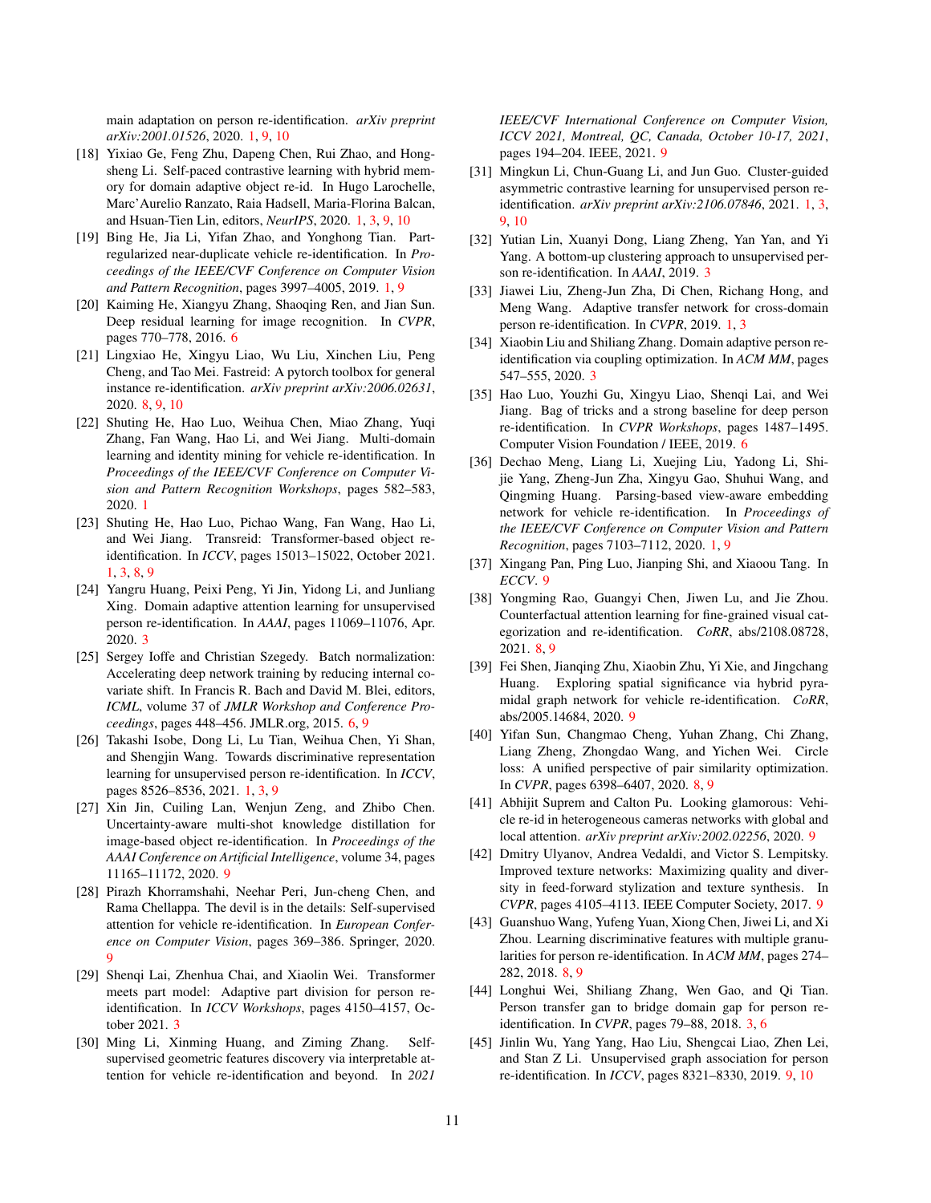main adaptation on person re-identification. *arXiv preprint arXiv:2001.01526*, 2020. 1, 9, 10

[18] Yixiao Ge, Feng Zhu, Dapeng Chen, Rui Zhao, and Hongsheng Li. Self-paced contrastive learning with hybrid memory for domain adaptive object re-id. In Hugo Larochelle, Marc'Aurelio Ranzato, Raia Hadsell, Maria-Florina Balcan, and Hsuan-Tien Lin, editors, *NeurIPS*, 2020. 1, 3, 9, 10

[19] Bing He, Jia Li, Yifan Zhao, and Yonghong Tian. Part-regularized near-duplicate vehicle re-identification. In *Proceedings of the IEEE/CVF Conference on Computer Vision and Pattern Recognition*, pages 3997–4005, 2019. 1, 9

[20] Kaiming He, Xiangyu Zhang, Shaoqing Ren, and Jian Sun. Deep residual learning for image recognition. In *CVPR*, pages 770–778, 2016. 6

[21] Lingxiao He, Xingyu Liao, Wu Liu, Xinchen Liu, Peng Cheng, and Tao Mei. Fastreid: A pytorch toolbox for general instance re-identification. *arXiv preprint arXiv:2006.02631*, 2020. 8, 9, 10

[22] Shuting He, Hao Luo, Weihua Chen, Miao Zhang, Yuqi Zhang, Fan Wang, Hao Li, and Wei Jiang. Multi-domain learning and identity mining for vehicle re-identification. In *Proceedings of the IEEE/CVF Conference on Computer Vision and Pattern Recognition Workshops*, pages 582–583, 2020. 1

[23] Shuting He, Hao Luo, Pichao Wang, Fan Wang, Hao Li, and Wei Jiang. Transreid: Transformer-based object re-identification. In *ICCV*, pages 15013–15022, October 2021. 1, 3, 8, 9

[24] Yangru Huang, Peixi Peng, Yi Jin, Yidong Li, and Junliang Xing. Domain adaptive attention learning for unsupervised person re-identification. In *AAAI*, pages 11069–11076, Apr. 2020. 3

[25] Sergey Ioffe and Christian Szegedy. Batch normalization: Accelerating deep network training by reducing internal covariate shift. In Francis R. Bach and David M. Blei, editors, *ICML*, volume 37 of *JMLR Workshop and Conference Proceedings*, pages 448–456. JMLR.org, 2015. 6, 9

[26] Takashi Isobe, Dong Li, Lu Tian, Weihua Chen, Yi Shan, and Shengjin Wang. Towards discriminative representation learning for unsupervised person re-identification. In *ICCV*, pages 8526–8536, 2021. 1, 3, 9

[27] Xin Jin, Cuiling Lan, Wenjun Zeng, and Zhibo Chen. Uncertainty-aware multi-shot knowledge distillation for image-based object re-identification. In *Proceedings of the AAAI Conference on Artificial Intelligence*, volume 34, pages 11165–11172, 2020. 9

[28] Pirazh Khorramshahi, Neehar Peri, Jun-cheng Chen, and Rama Chellappa. The devil is in the details: Self-supervised attention for vehicle re-identification. In *European Conference on Computer Vision*, pages 369–386. Springer, 2020. 9

[29] Shenqi Lai, Zhenhua Chai, and Xiaolin Wei. Transformer meets part model: Adaptive part division for person re-identification. In *ICCV Workshops*, pages 4150–4157, October 2021. 3

[30] Ming Li, Xinming Huang, and Ziming Zhang. Self-supervised geometric features discovery via interpretable attention for vehicle re-identification and beyond. In *2021 IEEE/CVF International Conference on Computer Vision, ICCV 2021, Montreal, QC, Canada, October 10-17, 2021*, pages 194–204. IEEE, 2021. 9

[31] Mingkun Li, Chun-Guang Li, and Jun Guo. Cluster-guided asymmetric contrastive learning for unsupervised person re-identification. *arXiv preprint arXiv:2106.07846*, 2021. 1, 3, 9, 10

[32] Yutian Lin, Xuanyi Dong, Liang Zheng, Yan Yan, and Yi Yang. A bottom-up clustering approach to unsupervised person re-identification. In *AAAI*, 2019. 3

[33] Jiawei Liu, Zheng-Jun Zha, Di Chen, Richang Hong, and Meng Wang. Adaptive transfer network for cross-domain person re-identification. In *CVPR*, 2019. 1, 3

[34] Xiaobin Liu and Shiliang Zhang. Domain adaptive person re-identification via coupling optimization. In *ACM MM*, pages 547–555, 2020. 3

[35] Hao Luo, Youzhi Gu, Xingyu Liao, Shenqi Lai, and Wei Jiang. Bag of tricks and a strong baseline for deep person re-identification. In *CVPR Workshops*, pages 1487–1495. Computer Vision Foundation / IEEE, 2019. 6

[36] Dechao Meng, Liang Li, Xuejing Liu, Yadong Li, Shijie Yang, Zheng-Jun Zha, Xingyu Gao, Shuhui Wang, and Qingming Huang. Parsing-based view-aware embedding network for vehicle re-identification. In *Proceedings of the IEEE/CVF Conference on Computer Vision and Pattern Recognition*, pages 7103–7112, 2020. 1, 9

[37] Xingang Pan, Ping Luo, Jianping Shi, and Xiaoou Tang. In *ECCV*. 9

[38] Yongming Rao, Guangyi Chen, Jiwen Lu, and Jie Zhou. Counterfactual attention learning for fine-grained visual categorization and re-identification. *CoRR*, abs/2108.08728, 2021. 8, 9

[39] Fei Shen, Jianqing Zhu, Xiaobin Zhu, Yi Xie, and Jingchang Huang. Exploring spatial significance via hybrid pyramidal graph network for vehicle re-identification. *CoRR*, abs/2005.14684, 2020. 9

[40] Yifan Sun, Changmao Cheng, Yuhan Zhang, Chi Zhang, Liang Zheng, Zhongdao Wang, and Yichen Wei. Circle loss: A unified perspective of pair similarity optimization. In *CVPR*, pages 6398–6407, 2020. 8, 9

[41] Abhijit Suprem and Calton Pu. Looking glamorous: Vehicle re-id in heterogeneous cameras networks with global and local attention. *arXiv preprint arXiv:2002.02256*, 2020. 9

[42] Dmitry Ulyanov, Andrea Vedaldi, and Victor S. Lempitsky. Improved texture networks: Maximizing quality and diversity in feed-forward stylization and texture synthesis. In *CVPR*, pages 4105–4113. IEEE Computer Society, 2017. 9

[43] Guanshuo Wang, Yufeng Yuan, Xiong Chen, Jiwei Li, and Xi Zhou. Learning discriminative features with multiple granularities for person re-identification. In *ACM MM*, pages 274–282, 2018. 8, 9

[44] Longhui Wei, Shiliang Zhang, Wen Gao, and Qi Tian. Person transfer gan to bridge domain gap for person re-identification. In *CVPR*, pages 79–88, 2018. 3, 6

[45] Jinlin Wu, Yang Yang, Hao Liu, Shengcai Liao, Zhen Lei, and Stan Z Li. Unsupervised graph association for person re-identification. In *ICCV*, pages 8321–8330, 2019. 9, 10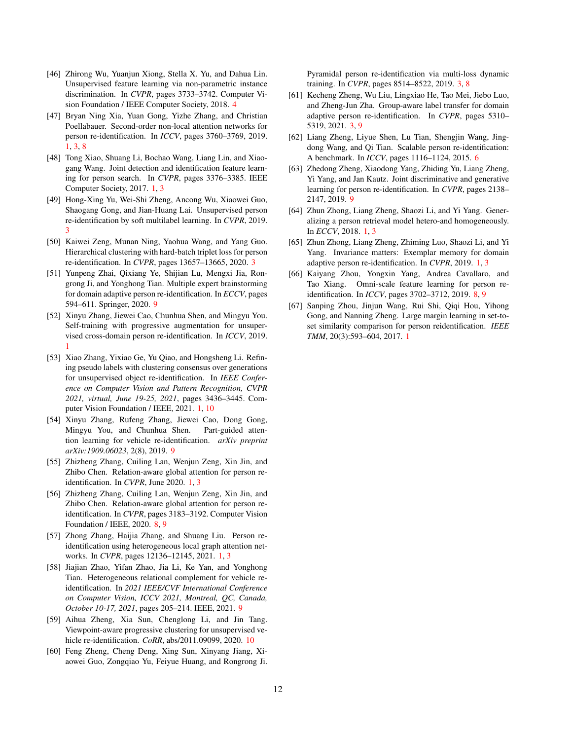[46] Zhirong Wu, Yuanjun Xiong, Stella X. Yu, and Dahua Lin. Unsupervised feature learning via non-parametric instance discrimination. In *CVPR*, pages 3733–3742. Computer Vision Foundation / IEEE Computer Society, 2018. 4

[47] Bryan Ning Xia, Yuan Gong, Yizhe Zhang, and Christian Poellabauer. Second-order non-local attention networks for person re-identification. In *ICCV*, pages 3760–3769, 2019. 1, 3, 8

[48] Tong Xiao, Shuang Li, Bochao Wang, Liang Lin, and Xiaogang Wang. Joint detection and identification feature learning for person search. In *CVPR*, pages 3376–3385. IEEE Computer Society, 2017. 1, 3

[49] Hong-Xing Yu, Wei-Shi Zheng, Ancong Wu, Xiaowei Guo, Shaogang Gong, and Jian-Huang Lai. Unsupervised person re-identification by soft multilabel learning. In *CVPR*, 2019. 3

[50] Kaiwei Zeng, Munan Ning, Yaohua Wang, and Yang Guo. Hierarchical clustering with hard-batch triplet loss for person re-identification. In *CVPR*, pages 13657–13665, 2020. 3

[51] Yunpeng Zhai, Qixiang Ye, Shijian Lu, Mengxi Jia, Rongrong Ji, and Yonghong Tian. Multiple expert brainstorming for domain adaptive person re-identification. In *ECCV*, pages 594–611. Springer, 2020. 9

[52] Xinyu Zhang, Jiewei Cao, Chunhua Shen, and Mingyu You. Self-training with progressive augmentation for unsupervised cross-domain person re-identification. In *ICCV*, 2019. 1

[53] Xiao Zhang, Yixiao Ge, Yu Qiao, and Hongsheng Li. Refining pseudo labels with clustering consensus over generations for unsupervised object re-identification. In *IEEE Conference on Computer Vision and Pattern Recognition, CVPR 2021, virtual, June 19-25, 2021*, pages 3436–3445. Computer Vision Foundation / IEEE, 2021. 1, 10

[54] Xinyu Zhang, Rufeng Zhang, Jiewei Cao, Dong Gong, Mingyu You, and Chunhua Shen. Part-guided attention learning for vehicle re-identification. *arXiv preprint arXiv:1909.06023*, 2(8), 2019. 9

[55] Zhizheng Zhang, Cuiling Lan, Wenjun Zeng, Xin Jin, and Zhibo Chen. Relation-aware global attention for person re-identification. In *CVPR*, June 2020. 1, 3

[56] Zhizheng Zhang, Cuiling Lan, Wenjun Zeng, Xin Jin, and Zhibo Chen. Relation-aware global attention for person re-identification. In *CVPR*, pages 3183–3192. Computer Vision Foundation / IEEE, 2020. 8, 9

[57] Zhong Zhang, Haijia Zhang, and Shuang Liu. Person re-identification using heterogeneous local graph attention networks. In *CVPR*, pages 12136–12145, 2021. 1, 3

[58] Jiajian Zhao, Yifan Zhao, Jia Li, Ke Yan, and Yonghong Tian. Heterogeneous relational complement for vehicle re-identification. In *2021 IEEE/CVF International Conference on Computer Vision, ICCV 2021, Montreal, QC, Canada, October 10-17, 2021*, pages 205–214. IEEE, 2021. 9

[59] Aihua Zheng, Xia Sun, Chenglong Li, and Jin Tang. Viewpoint-aware progressive clustering for unsupervised vehicle re-identification. *CoRR*, abs/2011.09099, 2020. 10

[60] Feng Zheng, Cheng Deng, Xing Sun, Xinyang Jiang, Xiaowei Guo, Zongqiao Yu, Feiyue Huang, and Rongrong Ji. Pyramidal person re-identification via multi-loss dynamic training. In *CVPR*, pages 8514–8522, 2019. 3, 8

[61] Kecheng Zheng, Wu Liu, Lingxiao He, Tao Mei, Jiebo Luo, and Zheng-Jun Zha. Group-aware label transfer for domain adaptive person re-identification. In *CVPR*, pages 5310–5319, 2021. 3, 9

[62] Liang Zheng, Liyue Shen, Lu Tian, Shengjin Wang, Jingdong Wang, and Qi Tian. Scalable person re-identification: A benchmark. In *ICCV*, pages 1116–1124, 2015. 6

[63] Zhedong Zheng, Xiaodong Yang, Zhiding Yu, Liang Zheng, Yi Yang, and Jan Kautz. Joint discriminative and generative learning for person re-identification. In *CVPR*, pages 2138–2147, 2019. 9

[64] Zhun Zhong, Liang Zheng, Shaozi Li, and Yi Yang. Generalizing a person retrieval model hetero-and homogeneously. In *ECCV*, 2018. 1, 3

[65] Zhun Zhong, Liang Zheng, Zhiming Luo, Shaozi Li, and Yi Yang. Invariance matters: Exemplar memory for domain adaptive person re-identification. In *CVPR*, 2019. 1, 3

[66] Kaiyang Zhou, Yongxin Yang, Andrea Cavallaro, and Tao Xiang. Omni-scale feature learning for person re-identification. In *ICCV*, pages 3702–3712, 2019. 8, 9

[67] Sanping Zhou, Jinjun Wang, Rui Shi, Qiqi Hou, Yihong Gong, and Nanning Zheng. Large margin learning in set-to-set similarity comparison for person reidentification. *IEEE TMM*, 20(3):593–604, 2017. 1